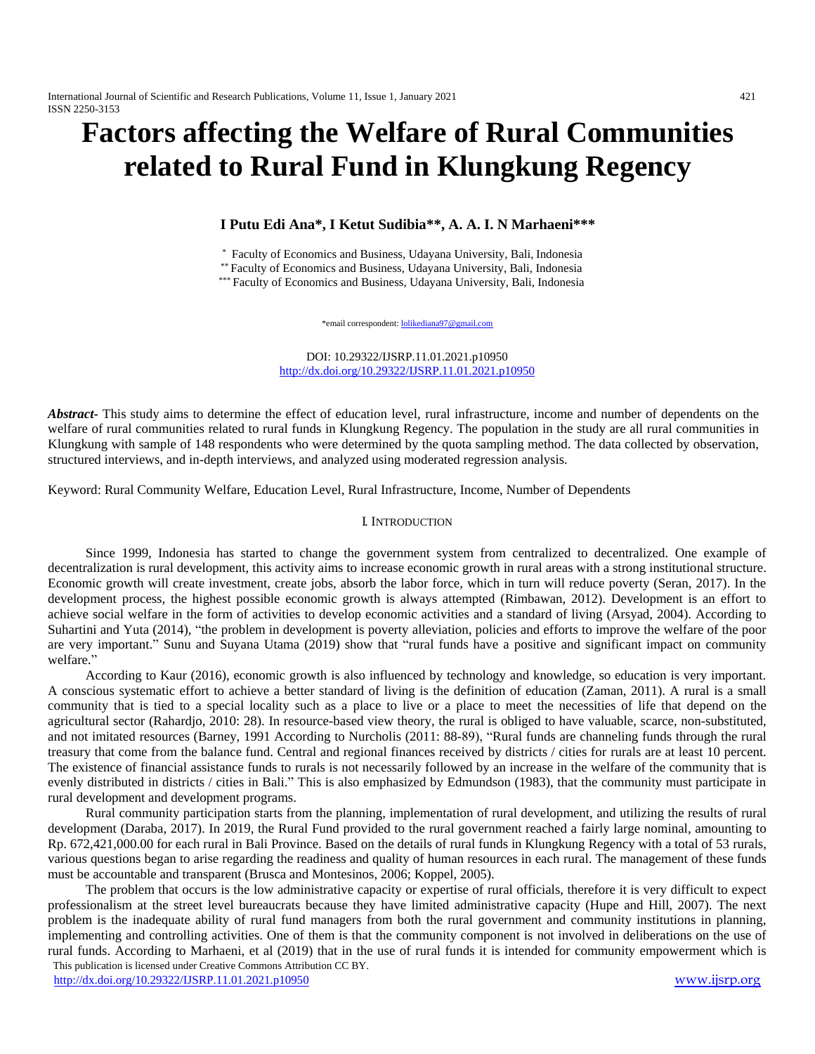# Factors affecting the Welfare of Rural Communities related to Rural Fund in Klungkung Regency

**I Putu Edi Ana\*, I Ketut Sudibia\*\*, A. A. I. N Marhaeni\*\*\***

\* Faculty of Economics and Business, Udayana University, Bali, Indonesia
\*\* Faculty of Economics and Business, Udayana University, Bali, Indonesia
\*\*\* Faculty of Economics and Business, Udayana University, Bali, Indonesia

\*email correspondent: lolikediana97@gmail.com

DOI: 10.29322/IJSRP.11.01.2021.p10950
http://dx.doi.org/10.29322/IJSRP.11.01.2021.p10950

***Abstract-*** This study aims to determine the effect of education level, rural infrastructure, income and number of dependents on the welfare of rural communities related to rural funds in Klungkung Regency. The population in the study are all rural communities in Klungkung with sample of 148 respondents who were determined by the quota sampling method. The data collected by observation, structured interviews, and in-depth interviews, and analyzed using moderated regression analysis.

Keyword: Rural Community Welfare, Education Level, Rural Infrastructure, Income, Number of Dependents

## I. Introduction

Since 1999, Indonesia has started to change the government system from centralized to decentralized. One example of decentralization is rural development, this activity aims to increase economic growth in rural areas with a strong institutional structure. Economic growth will create investment, create jobs, absorb the labor force, which in turn will reduce poverty (Seran, 2017). In the development process, the highest possible economic growth is always attempted (Rimbawan, 2012). Development is an effort to achieve social welfare in the form of activities to develop economic activities and a standard of living (Arsyad, 2004). According to Suhartini and Yuta (2014), "the problem in development is poverty alleviation, policies and efforts to improve the welfare of the poor are very important." Sunu and Suyana Utama (2019) show that "rural funds have a positive and significant impact on community welfare."

According to Kaur (2016), economic growth is also influenced by technology and knowledge, so education is very important. A conscious systematic effort to achieve a better standard of living is the definition of education (Zaman, 2011). A rural is a small community that is tied to a special locality such as a place to live or a place to meet the necessities of life that depend on the agricultural sector (Rahardjo, 2010: 28). In resource-based view theory, the rural is obliged to have valuable, scarce, non-substituted, and not imitated resources (Barney, 1991 According to Nurcholis (2011: 88-89), "Rural funds are channeling funds through the rural treasury that come from the balance fund. Central and regional finances received by districts / cities for rurals are at least 10 percent. The existence of financial assistance funds to rurals is not necessarily followed by an increase in the welfare of the community that is evenly distributed in districts / cities in Bali." This is also emphasized by Edmundson (1983), that the community must participate in rural development and development programs.

Rural community participation starts from the planning, implementation of rural development, and utilizing the results of rural development (Daraba, 2017). In 2019, the Rural Fund provided to the rural government reached a fairly large nominal, amounting to Rp. 672,421,000.00 for each rural in Bali Province. Based on the details of rural funds in Klungkung Regency with a total of 53 rurals, various questions began to arise regarding the readiness and quality of human resources in each rural. The management of these funds must be accountable and transparent (Brusca and Montesinos, 2006; Koppel, 2005).

The problem that occurs is the low administrative capacity or expertise of rural officials, therefore it is very difficult to expect professionalism at the street level bureaucrats because they have limited administrative capacity (Hupe and Hill, 2007). The next problem is the inadequate ability of rural fund managers from both the rural government and community institutions in planning, implementing and controlling activities. One of them is that the community component is not involved in deliberations on the use of rural funds. According to Marhaeni, et al (2019) that in the use of rural funds it is intended for community empowerment which is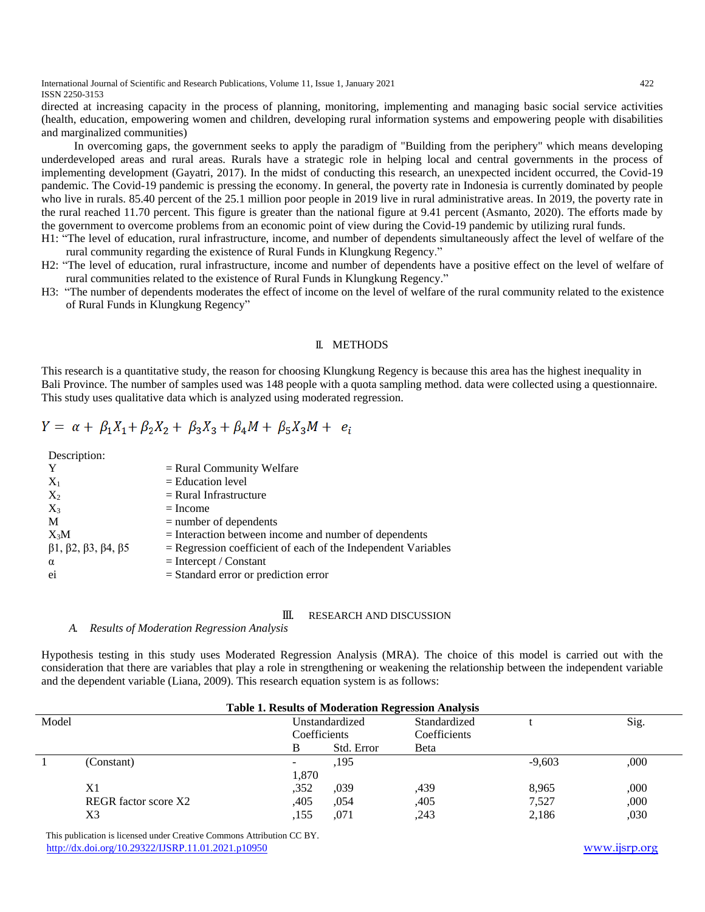directed at increasing capacity in the process of planning, monitoring, implementing and managing basic social service activities (health, education, empowering women and children, developing rural information systems and empowering people with disabilities and marginalized communities)

In overcoming gaps, the government seeks to apply the paradigm of "Building from the periphery" which means developing underdeveloped areas and rural areas. Rurals have a strategic role in helping local and central governments in the process of implementing development (Gayatri, 2017). In the midst of conducting this research, an unexpected incident occurred, the Covid-19 pandemic. The Covid-19 pandemic is pressing the economy. In general, the poverty rate in Indonesia is currently dominated by people who live in rurals. 85.40 percent of the 25.1 million poor people in 2019 live in rural administrative areas. In 2019, the poverty rate in the rural reached 11.70 percent. This figure is greater than the national figure at 9.41 percent (Asmanto, 2020). The efforts made by the government to overcome problems from an economic point of view during the Covid-19 pandemic by utilizing rural funds.

H1: "The level of education, rural infrastructure, income, and number of dependents simultaneously affect the level of welfare of the rural community regarding the existence of Rural Funds in Klungkung Regency."

H2: "The level of education, rural infrastructure, income and number of dependents have a positive effect on the level of welfare of rural communities related to the existence of Rural Funds in Klungkung Regency."

H3: "The number of dependents moderates the effect of income on the level of welfare of the rural community related to the existence of Rural Funds in Klungkung Regency"

## II. METHODS

This research is a quantitative study, the reason for choosing Klungkung Regency is because this area has the highest inequality in Bali Province. The number of samples used was 148 people with a quota sampling method. data were collected using a questionnaire. This study uses qualitative data which is analyzed using moderated regression.

$$Y = \alpha + \beta_1 X_1 + \beta_2 X_2 + \beta_3 X_3 + \beta_4 M + \beta_5 X_3 M + e_i$$

Description:

| | |
|---|---|
| Y | = Rural Community Welfare |
| $X_1$ | = Education level |
| $X_2$ | = Rural Infrastructure |
| $X_3$ | = Income |
| M | = number of dependents |
| $X_3M$ | = Interaction between income and number of dependents |
| β1, β2, β3, β4, β5 | = Regression coefficient of each of the Independent Variables |
| α | = Intercept / Constant |
| ei | = Standard error or prediction error |

## III. RESEARCH AND DISCUSSION

### A. *Results of Moderation Regression Analysis*

Hypothesis testing in this study uses Moderated Regression Analysis (MRA). The choice of this model is carried out with the consideration that there are variables that play a role in strengthening or weakening the relationship between the independent variable and the dependent variable (Liana, 2009). This research equation system is as follows:

**Table 1. Results of Moderation Regression Analysis**

| Model | | Unstandardized Coefficients | | Standardized Coefficients | t | Sig. |
|---|---|---|---|---|---|---|
| | | B | Std. Error | Beta | | |
| 1 | (Constant) | -1,870 | ,195 | | -9,603 | ,000 |
| | X1 | ,352 | ,039 | ,439 | 8,965 | ,000 |
| | REGR factor score X2 | ,405 | ,054 | ,405 | 7,527 | ,000 |
| | X3 | ,155 | ,071 | ,243 | 2,186 | ,030 |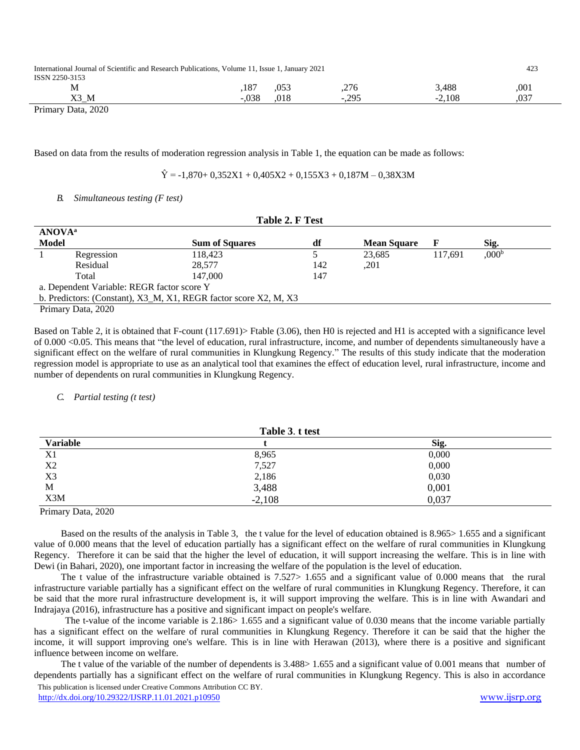| M | ,187 | ,053 | ,276 | 3,488 | ,001 |
|---|---|---|---|---|---|
| X3_M | -,038 | ,018 | -,295 | -2,108 | ,037 |

Primary Data, 2020

Based on data from the results of moderation regression analysis in Table 1, the equation can be made as follows:

$$\hat{Y} = -1{,}870 + 0{,}352X1 + 0{,}405X2 + 0{,}155X3 + 0{,}187M - 0{,}38X3M$$

### *B. Simultaneous testing (F test)*

**Table 2. F Test**

| **ANOVA[a]** | | | | | | |
|---|---|---|---|---|---|---|
| **Model** | | **Sum of Squares** | **df** | **Mean Square** | **F** | **Sig.** |
| 1 | Regression | 118,423 | 5 | 23,685 | 117,691 | ,000[b] |
| | Residual | 28,577 | 142 | ,201 | | |
| | Total | 147,000 | 147 | | | |

a. Dependent Variable: REGR factor score Y

b. Predictors: (Constant), X3_M, X1, REGR factor score X2, M, X3

Primary Data, 2020

Based on Table 2, it is obtained that F-count (117.691)> Ftable (3.06), then H0 is rejected and H1 is accepted with a significance level of 0.000 <0.05. This means that "the level of education, rural infrastructure, income, and number of dependents simultaneously have a significant effect on the welfare of rural communities in Klungkung Regency." The results of this study indicate that the moderation regression model is appropriate to use as an analytical tool that examines the effect of education level, rural infrastructure, income and number of dependents on rural communities in Klungkung Regency.

### *C. Partial testing (t test)*

**Table 3. t test**

| **Variable** | **t** | **Sig.** |
|---|---|---|
| X1 | 8,965 | 0,000 |
| X2 | 7,527 | 0,000 |
| X3 | 2,186 | 0,030 |
| M | 3,488 | 0,001 |
| X3M | -2,108 | 0,037 |

Primary Data, 2020

Based on the results of the analysis in Table 3, the t value for the level of education obtained is 8.965> 1.655 and a significant value of 0.000 means that the level of education partially has a significant effect on the welfare of rural communities in Klungkung Regency. Therefore it can be said that the higher the level of education, it will support increasing the welfare. This is in line with Dewi (in Bahari, 2020), one important factor in increasing the welfare of the population is the level of education.

The t value of the infrastructure variable obtained is 7.527> 1.655 and a significant value of 0.000 means that the rural infrastructure variable partially has a significant effect on the welfare of rural communities in Klungkung Regency. Therefore, it can be said that the more rural infrastructure development is, it will support improving the welfare. This is in line with Awandari and Indrajaya (2016), infrastructure has a positive and significant impact on people's welfare.

The t-value of the income variable is 2.186> 1.655 and a significant value of 0.030 means that the income variable partially has a significant effect on the welfare of rural communities in Klungkung Regency. Therefore it can be said that the higher the income, it will support improving one's welfare. This is in line with Herawan (2013), where there is a positive and significant influence between income on welfare.

The t value of the variable of the number of dependents is 3.488> 1.655 and a significant value of 0.001 means that number of dependents partially has a significant effect on the welfare of rural communities in Klungkung Regency. This is also in accordance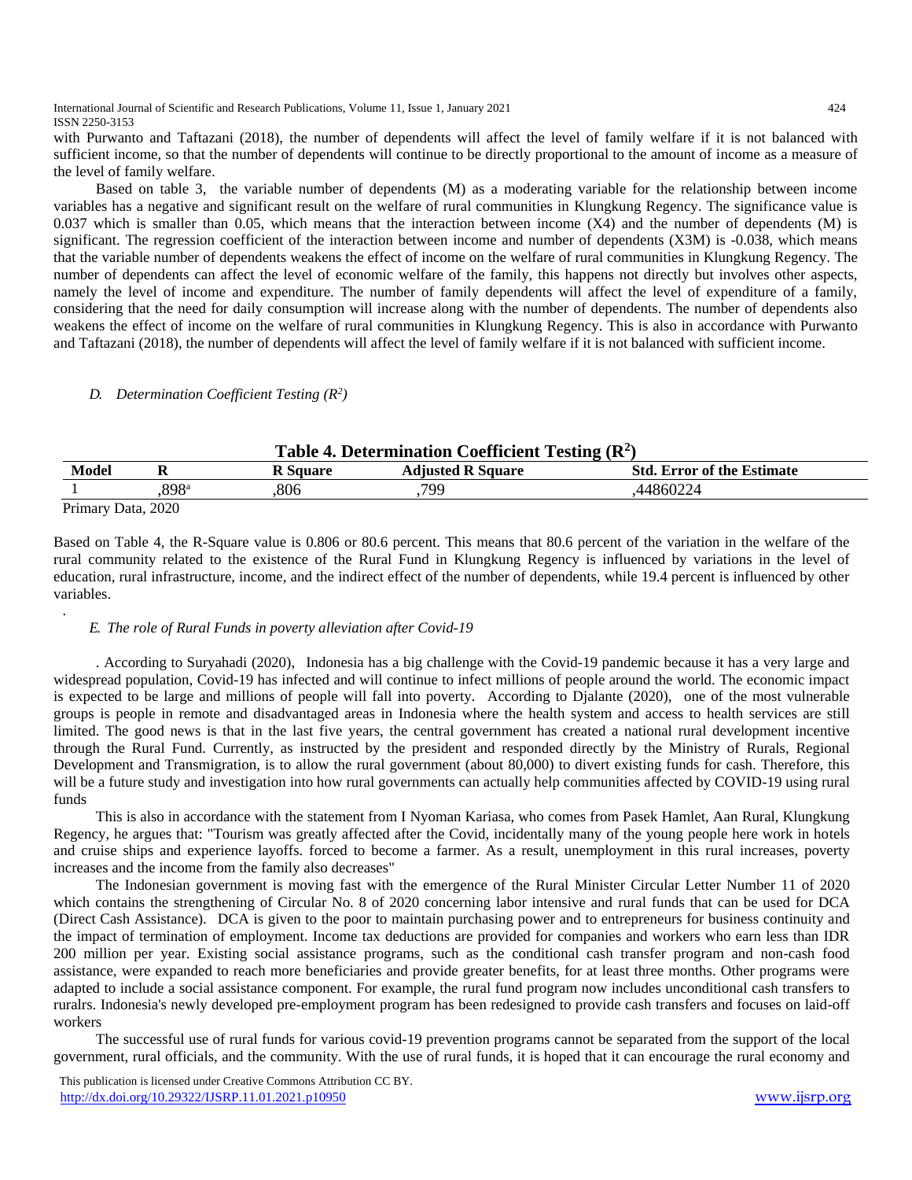with Purwanto and Taftazani (2018), the number of dependents will affect the level of family welfare if it is not balanced with sufficient income, so that the number of dependents will continue to be directly proportional to the amount of income as a measure of the level of family welfare.

Based on table 3, the variable number of dependents (M) as a moderating variable for the relationship between income variables has a negative and significant result on the welfare of rural communities in Klungkung Regency. The significance value is 0.037 which is smaller than 0.05, which means that the interaction between income (X4) and the number of dependents (M) is significant. The regression coefficient of the interaction between income and number of dependents (X3M) is -0.038, which means that the variable number of dependents weakens the effect of income on the welfare of rural communities in Klungkung Regency. The number of dependents can affect the level of economic welfare of the family, this happens not directly but involves other aspects, namely the level of income and expenditure. The number of family dependents will affect the level of expenditure of a family, considering that the need for daily consumption will increase along with the number of dependents. The number of dependents also weakens the effect of income on the welfare of rural communities in Klungkung Regency. This is also in accordance with Purwanto and Taftazani (2018), the number of dependents will affect the level of family welfare if it is not balanced with sufficient income.

### *D. Determination Coefficient Testing ($R^2$)*

**Table 4. Determination Coefficient Testing ($R^2$)**

| Model | R | R Square | Adjusted R Square | Std. Error of the Estimate |
|---|---|---|---|---|
| 1 | ,898[a] | ,806 | ,799 | ,44860224 |

Primary Data, 2020

Based on Table 4, the R-Square value is 0.806 or 80.6 percent. This means that 80.6 percent of the variation in the welfare of the rural community related to the existence of the Rural Fund in Klungkung Regency is influenced by variations in the level of education, rural infrastructure, income, and the indirect effect of the number of dependents, while 19.4 percent is influenced by other variables.

### *E. The role of Rural Funds in poverty alleviation after Covid-19*

. According to Suryahadi (2020), Indonesia has a big challenge with the Covid-19 pandemic because it has a very large and widespread population, Covid-19 has infected and will continue to infect millions of people around the world. The economic impact is expected to be large and millions of people will fall into poverty. According to Djalante (2020), one of the most vulnerable groups is people in remote and disadvantaged areas in Indonesia where the health system and access to health services are still limited. The good news is that in the last five years, the central government has created a national rural development incentive through the Rural Fund. Currently, as instructed by the president and responded directly by the Ministry of Rurals, Regional Development and Transmigration, is to allow the rural government (about 80,000) to divert existing funds for cash. Therefore, this will be a future study and investigation into how rural governments can actually help communities affected by COVID-19 using rural funds

This is also in accordance with the statement from I Nyoman Kariasa, who comes from Pasek Hamlet, Aan Rural, Klungkung Regency, he argues that: "Tourism was greatly affected after the Covid, incidentally many of the young people here work in hotels and cruise ships and experience layoffs. forced to become a farmer. As a result, unemployment in this rural increases, poverty increases and the income from the family also decreases"

The Indonesian government is moving fast with the emergence of the Rural Minister Circular Letter Number 11 of 2020 which contains the strengthening of Circular No. 8 of 2020 concerning labor intensive and rural funds that can be used for DCA (Direct Cash Assistance). DCA is given to the poor to maintain purchasing power and to entrepreneurs for business continuity and the impact of termination of employment. Income tax deductions are provided for companies and workers who earn less than IDR 200 million per year. Existing social assistance programs, such as the conditional cash transfer program and non-cash food assistance, were expanded to reach more beneficiaries and provide greater benefits, for at least three months. Other programs were adapted to include a social assistance component. For example, the rural fund program now includes unconditional cash transfers to ruralrs. Indonesia's newly developed pre-employment program has been redesigned to provide cash transfers and focuses on laid-off workers

The successful use of rural funds for various covid-19 prevention programs cannot be separated from the support of the local government, rural officials, and the community. With the use of rural funds, it is hoped that it can encourage the rural economy and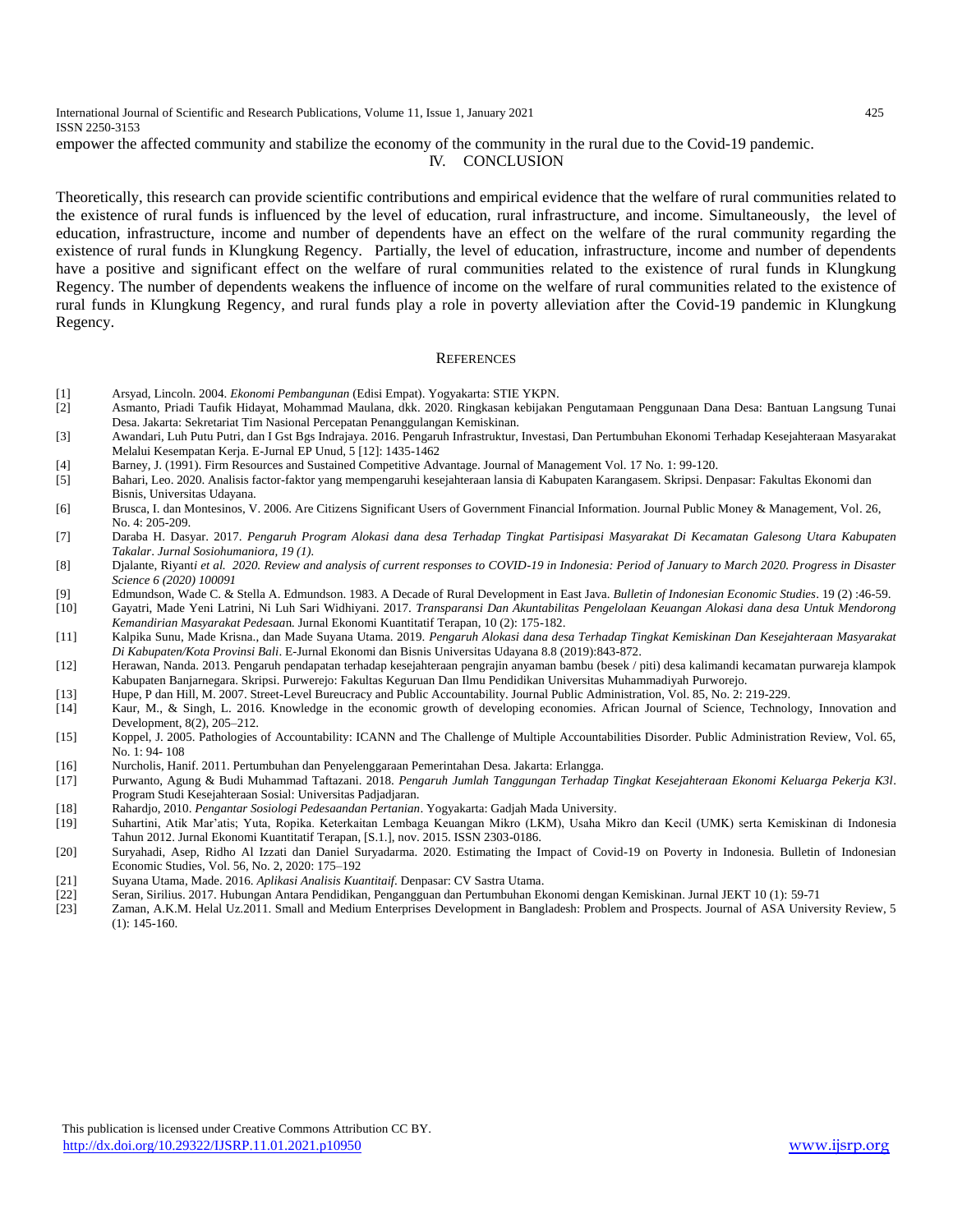empower the affected community and stabilize the economy of the community in the rural due to the Covid-19 pandemic.

## IV. CONCLUSION

Theoretically, this research can provide scientific contributions and empirical evidence that the welfare of rural communities related to the existence of rural funds is influenced by the level of education, rural infrastructure, and income. Simultaneously, the level of education, infrastructure, income and number of dependents have an effect on the welfare of the rural community regarding the existence of rural funds in Klungkung Regency. Partially, the level of education, infrastructure, income and number of dependents have a positive and significant effect on the welfare of rural communities related to the existence of rural funds in Klungkung Regency. The number of dependents weakens the influence of income on the welfare of rural communities related to the existence of rural funds in Klungkung Regency, and rural funds play a role in poverty alleviation after the Covid-19 pandemic in Klungkung Regency.

## REFERENCES

[1] Arsyad, Lincoln. 2004. *Ekonomi Pembangunan* (Edisi Empat). Yogyakarta: STIE YKPN.

[2] Asmanto, Priadi Taufik Hidayat, Mohammad Maulana, dkk. 2020. Ringkasan kebijakan Pengutamaan Penggunaan Dana Desa: Bantuan Langsung Tunai Desa. Jakarta: Sekretariat Tim Nasional Percepatan Penanggulangan Kemiskinan.

[3] Awandari, Luh Putu Putri, dan I Gst Bgs Indrajaya. 2016. Pengaruh Infrastruktur, Investasi, Dan Pertumbuhan Ekonomi Terhadap Kesejahteraan Masyarakat Melalui Kesempatan Kerja. E-Jurnal EP Unud, 5 [12]: 1435-1462

[4] Barney, J. (1991). Firm Resources and Sustained Competitive Advantage. Journal of Management Vol. 17 No. 1: 99-120.

[5] Bahari, Leo. 2020. Analisis factor-faktor yang mempengaruhi kesejahteraan lansia di Kabupaten Karangasem. Skripsi. Denpasar: Fakultas Ekonomi dan Bisnis, Universitas Udayana.

[6] Brusca, I. dan Montesinos, V. 2006. Are Citizens Significant Users of Government Financial Information. Journal Public Money & Management, Vol. 26, No. 4: 205-209.

[7] Daraba H. Dasyar. 2017. *Pengaruh Program Alokasi dana desa Terhadap Tingkat Partisipasi Masyarakat Di Kecamatan Galesong Utara Kabupaten Takalar*. *Jurnal Sosiohumaniora, 19 (1).*

[8] Djalante, Riyanti *et al. 2020. Review and analysis of current responses to COVID-19 in Indonesia: Period of January to March 2020. Progress in Disaster Science 6 (2020) 100091*

[9] Edmundson, Wade C. & Stella A. Edmundson. 1983. A Decade of Rural Development in East Java. *Bulletin of Indonesian Economic Studies*. 19 (2) :46-59.

[10] Gayatri, Made Yeni Latrini, Ni Luh Sari Widhiyani. 2017. *Transparansi Dan Akuntabilitas Pengelolaan Keuangan Alokasi dana desa Untuk Mendorong Kemandirian Masyarakat Pedesaan.* Jurnal Ekonomi Kuantitatif Terapan, 10 (2): 175-182.

[11] Kalpika Sunu, Made Krisna., dan Made Suyana Utama. 2019. *Pengaruh Alokasi dana desa Terhadap Tingkat Kemiskinan Dan Kesejahteraan Masyarakat Di Kabupaten/Kota Provinsi Bali*. E-Jurnal Ekonomi dan Bisnis Universitas Udayana 8.8 (2019):843-872.

[12] Herawan, Nanda. 2013. Pengaruh pendapatan terhadap kesejahteraan pengrajin anyaman bambu (besek / piti) desa kalimandi kecamatan purwareja klampok Kabupaten Banjarnegara. Skripsi. Purwerejo: Fakultas Keguruan Dan Ilmu Pendidikan Universitas Muhammadiyah Purworejo.

[13] Hupe, P dan Hill, M. 2007. Street-Level Bureucracy and Public Accountability. Journal Public Administration, Vol. 85, No. 2: 219-229.

[14] Kaur, M., & Singh, L. 2016. Knowledge in the economic growth of developing economies. African Journal of Science, Technology, Innovation and Development, 8(2), 205–212.

[15] Koppel, J. 2005. Pathologies of Accountability: ICANN and The Challenge of Multiple Accountabilities Disorder. Public Administration Review, Vol. 65, No. 1: 94- 108

[16] Nurcholis, Hanif. 2011. Pertumbuhan dan Penyelenggaraan Pemerintahan Desa. Jakarta: Erlangga.

[17] Purwanto, Agung & Budi Muhammad Taftazani. 2018. *Pengaruh Jumlah Tanggungan Terhadap Tingkat Kesejahteraan Ekonomi Keluarga Pekerja K3l*. Program Studi Kesejahteraan Sosial: Universitas Padjadjaran.

[18] Rahardjo, 2010. *Pengantar Sosiologi Pedesaandan Pertanian*. Yogyakarta: Gadjah Mada University.

[19] Suhartini, Atik Mar'atis; Yuta, Ropika. Keterkaitan Lembaga Keuangan Mikro (LKM), Usaha Mikro dan Kecil (UMK) serta Kemiskinan di Indonesia Tahun 2012. Jurnal Ekonomi Kuantitatif Terapan, [S.1.], nov. 2015. ISSN 2303-0186.

[20] Suryahadi, Asep, Ridho Al Izzati dan Daniel Suryadarma. 2020. Estimating the Impact of Covid-19 on Poverty in Indonesia. Bulletin of Indonesian Economic Studies, Vol. 56, No. 2, 2020: 175–192

[21] Suyana Utama, Made. 2016. *Aplikasi Analisis Kuantitaif*. Denpasar: CV Sastra Utama.

[22] Seran, Sirilius. 2017. Hubungan Antara Pendidikan, Pengangguan dan Pertumbuhan Ekonomi dengan Kemiskinan. Jurnal JEKT 10 (1): 59-71

[23] Zaman, A.K.M. Helal Uz.2011. Small and Medium Enterprises Development in Bangladesh: Problem and Prospects. Journal of ASA University Review, 5 (1): 145-160.